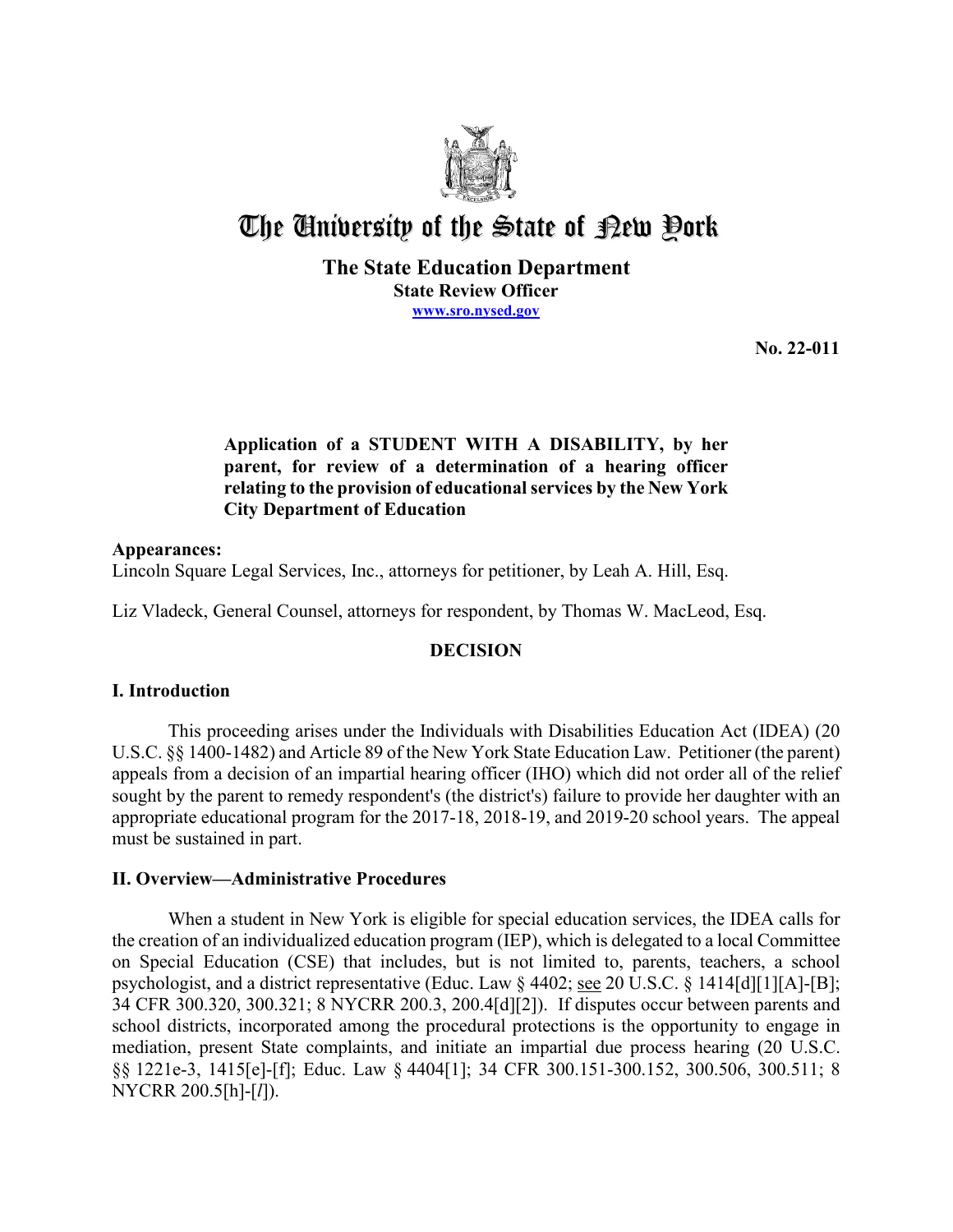# The University of the State of New York

## The State Education Department

**State Review Officer**

**www.sro.nysed.gov**

**No. 22-011**

**Application of a STUDENT WITH A DISABILITY, by her parent, for review of a determination of a hearing officer relating to the provision of educational services by the New York City Department of Education**

**Appearances:**

Lincoln Square Legal Services, Inc., attorneys for petitioner, by Leah A. Hill, Esq.

Liz Vladeck, General Counsel, attorneys for respondent, by Thomas W. MacLeod, Esq.

## DECISION

### I. Introduction

This proceeding arises under the Individuals with Disabilities Education Act (IDEA) (20 U.S.C. §§ 1400-1482) and Article 89 of the New York State Education Law. Petitioner (the parent) appeals from a decision of an impartial hearing officer (IHO) which did not order all of the relief sought by the parent to remedy respondent's (the district's) failure to provide her daughter with an appropriate educational program for the 2017-18, 2018-19, and 2019-20 school years. The appeal must be sustained in part.

### II. Overview—Administrative Procedures

When a student in New York is eligible for special education services, the IDEA calls for the creation of an individualized education program (IEP), which is delegated to a local Committee on Special Education (CSE) that includes, but is not limited to, parents, teachers, a school psychologist, and a district representative (Educ. Law § 4402; see 20 U.S.C. § 1414[d][1][A]-[B]; 34 CFR 300.320, 300.321; 8 NYCRR 200.3, 200.4[d][2]). If disputes occur between parents and school districts, incorporated among the procedural protections is the opportunity to engage in mediation, present State complaints, and initiate an impartial due process hearing (20 U.S.C. §§ 1221e-3, 1415[e]-[f]; Educ. Law § 4404[1]; 34 CFR 300.151-300.152, 300.506, 300.511; 8 NYCRR 200.5[h]-[*l*]).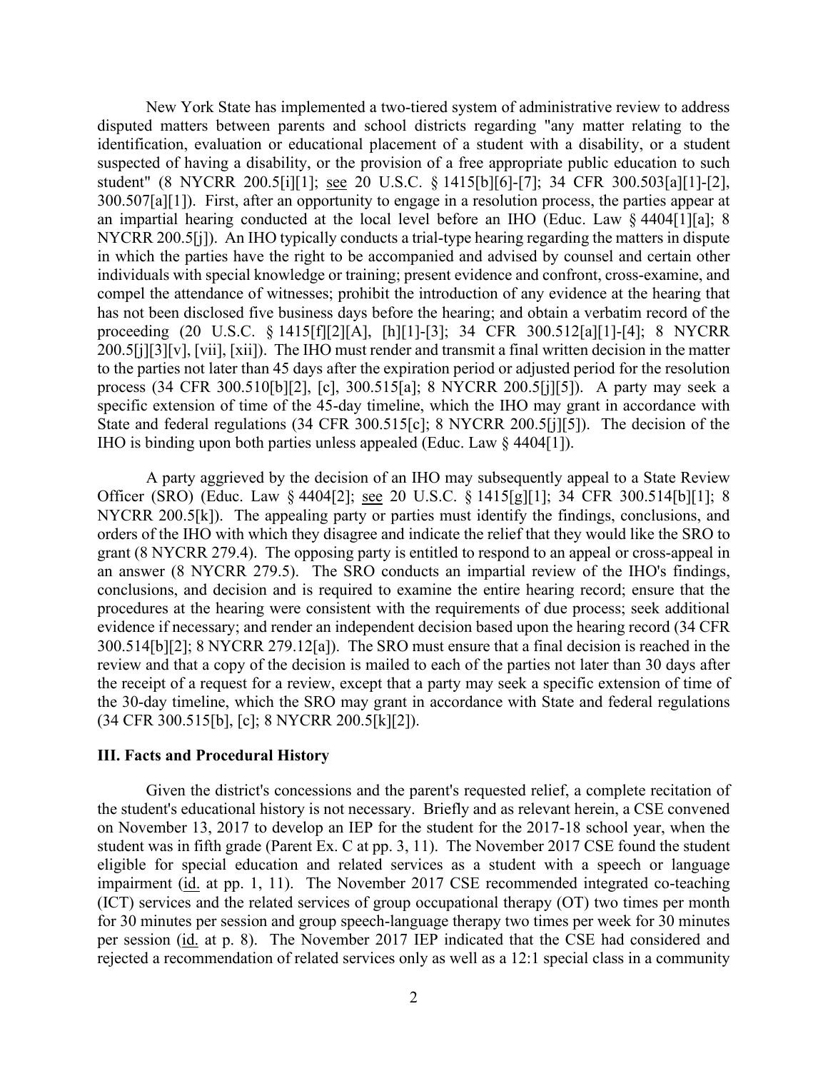New York State has implemented a two-tiered system of administrative review to address disputed matters between parents and school districts regarding "any matter relating to the identification, evaluation or educational placement of a student with a disability, or a student suspected of having a disability, or the provision of a free appropriate public education to such student" (8 NYCRR 200.5[i][1]; see 20 U.S.C. § 1415[b][6]-[7]; 34 CFR 300.503[a][1]-[2], 300.507[a][1]). First, after an opportunity to engage in a resolution process, the parties appear at an impartial hearing conducted at the local level before an IHO (Educ. Law § 4404[1][a]; 8 NYCRR 200.5[j]). An IHO typically conducts a trial-type hearing regarding the matters in dispute in which the parties have the right to be accompanied and advised by counsel and certain other individuals with special knowledge or training; present evidence and confront, cross-examine, and compel the attendance of witnesses; prohibit the introduction of any evidence at the hearing that has not been disclosed five business days before the hearing; and obtain a verbatim record of the proceeding (20 U.S.C. § 1415[f][2][A], [h][1]-[3]; 34 CFR 300.512[a][1]-[4]; 8 NYCRR 200.5[j][3][v], [vii], [xii]). The IHO must render and transmit a final written decision in the matter to the parties not later than 45 days after the expiration period or adjusted period for the resolution process (34 CFR 300.510[b][2], [c], 300.515[a]; 8 NYCRR 200.5[j][5]). A party may seek a specific extension of time of the 45-day timeline, which the IHO may grant in accordance with State and federal regulations (34 CFR 300.515[c]; 8 NYCRR 200.5[j][5]). The decision of the IHO is binding upon both parties unless appealed (Educ. Law § 4404[1]).

A party aggrieved by the decision of an IHO may subsequently appeal to a State Review Officer (SRO) (Educ. Law § 4404[2]; see 20 U.S.C. § 1415[g][1]; 34 CFR 300.514[b][1]; 8 NYCRR 200.5[k]). The appealing party or parties must identify the findings, conclusions, and orders of the IHO with which they disagree and indicate the relief that they would like the SRO to grant (8 NYCRR 279.4). The opposing party is entitled to respond to an appeal or cross-appeal in an answer (8 NYCRR 279.5). The SRO conducts an impartial review of the IHO's findings, conclusions, and decision and is required to examine the entire hearing record; ensure that the procedures at the hearing were consistent with the requirements of due process; seek additional evidence if necessary; and render an independent decision based upon the hearing record (34 CFR 300.514[b][2]; 8 NYCRR 279.12[a]). The SRO must ensure that a final decision is reached in the review and that a copy of the decision is mailed to each of the parties not later than 30 days after the receipt of a request for a review, except that a party may seek a specific extension of time of the 30-day timeline, which the SRO may grant in accordance with State and federal regulations (34 CFR 300.515[b], [c]; 8 NYCRR 200.5[k][2]).

## III. Facts and Procedural History

Given the district's concessions and the parent's requested relief, a complete recitation of the student's educational history is not necessary. Briefly and as relevant herein, a CSE convened on November 13, 2017 to develop an IEP for the student for the 2017-18 school year, when the student was in fifth grade (Parent Ex. C at pp. 3, 11). The November 2017 CSE found the student eligible for special education and related services as a student with a speech or language impairment (id. at pp. 1, 11). The November 2017 CSE recommended integrated co-teaching (ICT) services and the related services of group occupational therapy (OT) two times per month for 30 minutes per session and group speech-language therapy two times per week for 30 minutes per session (id. at p. 8). The November 2017 IEP indicated that the CSE had considered and rejected a recommendation of related services only as well as a 12:1 special class in a community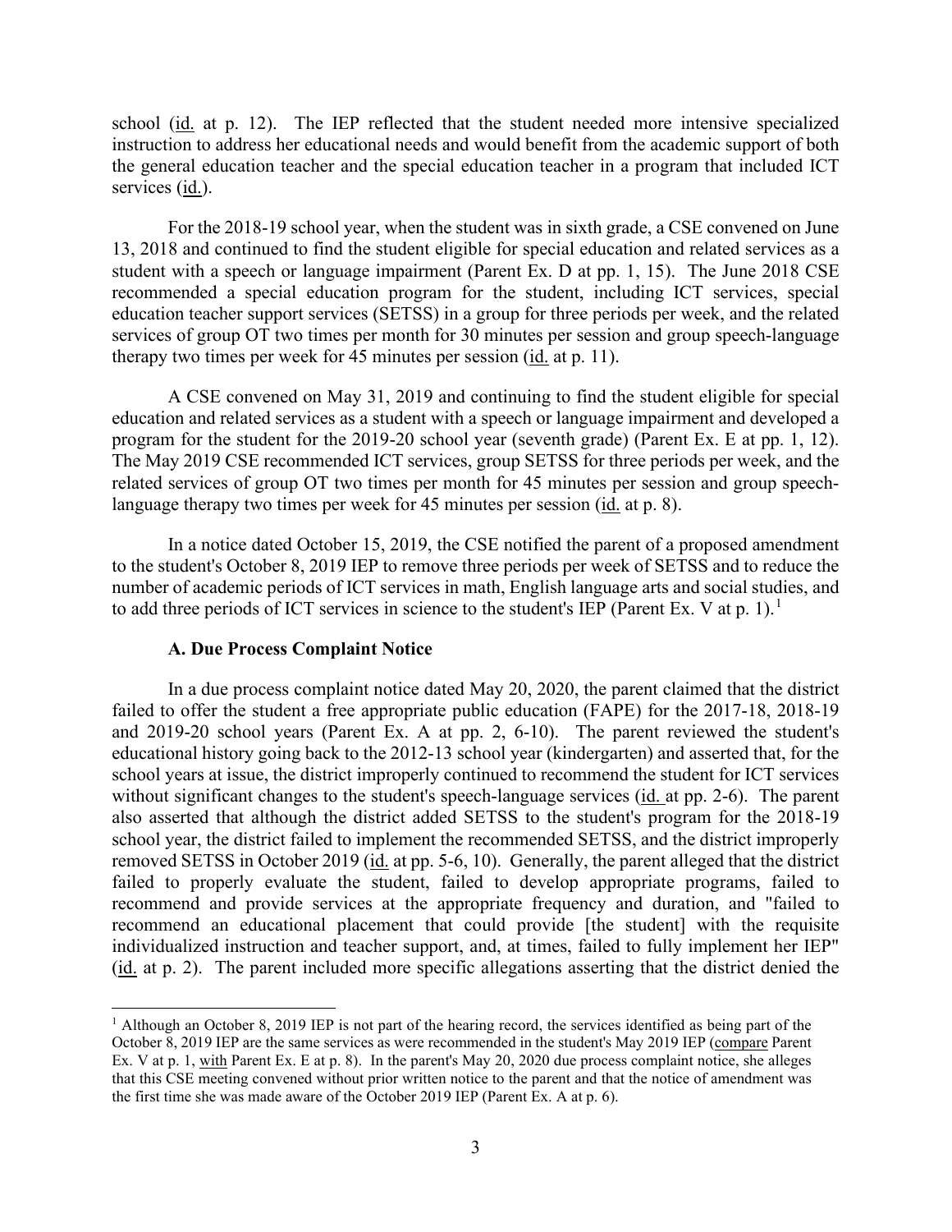school (id. at p. 12). The IEP reflected that the student needed more intensive specialized instruction to address her educational needs and would benefit from the academic support of both the general education teacher and the special education teacher in a program that included ICT services (id.).

For the 2018-19 school year, when the student was in sixth grade, a CSE convened on June 13, 2018 and continued to find the student eligible for special education and related services as a student with a speech or language impairment (Parent Ex. D at pp. 1, 15). The June 2018 CSE recommended a special education program for the student, including ICT services, special education teacher support services (SETSS) in a group for three periods per week, and the related services of group OT two times per month for 30 minutes per session and group speech-language therapy two times per week for 45 minutes per session (id. at p. 11).

A CSE convened on May 31, 2019 and continuing to find the student eligible for special education and related services as a student with a speech or language impairment and developed a program for the student for the 2019-20 school year (seventh grade) (Parent Ex. E at pp. 1, 12). The May 2019 CSE recommended ICT services, group SETSS for three periods per week, and the related services of group OT two times per month for 45 minutes per session and group speech-language therapy two times per week for 45 minutes per session (id. at p. 8).

In a notice dated October 15, 2019, the CSE notified the parent of a proposed amendment to the student's October 8, 2019 IEP to remove three periods per week of SETSS and to reduce the number of academic periods of ICT services in math, English language arts and social studies, and to add three periods of ICT services in science to the student's IEP (Parent Ex. V at p. 1).[1]

### A. Due Process Complaint Notice

In a due process complaint notice dated May 20, 2020, the parent claimed that the district failed to offer the student a free appropriate public education (FAPE) for the 2017-18, 2018-19 and 2019-20 school years (Parent Ex. A at pp. 2, 6-10). The parent reviewed the student's educational history going back to the 2012-13 school year (kindergarten) and asserted that, for the school years at issue, the district improperly continued to recommend the student for ICT services without significant changes to the student's speech-language services (id. at pp. 2-6). The parent also asserted that although the district added SETSS to the student's program for the 2018-19 school year, the district failed to implement the recommended SETSS, and the district improperly removed SETSS in October 2019 (id. at pp. 5-6, 10). Generally, the parent alleged that the district failed to properly evaluate the student, failed to develop appropriate programs, failed to recommend and provide services at the appropriate frequency and duration, and "failed to recommend an educational placement that could provide [the student] with the requisite individualized instruction and teacher support, and, at times, failed to fully implement her IEP" (id. at p. 2). The parent included more specific allegations asserting that the district denied the

---

[1] Although an October 8, 2019 IEP is not part of the hearing record, the services identified as being part of the October 8, 2019 IEP are the same services as were recommended in the student's May 2019 IEP (compare Parent Ex. V at p. 1, with Parent Ex. E at p. 8). In the parent's May 20, 2020 due process complaint notice, she alleges that this CSE meeting convened without prior written notice to the parent and that the notice of amendment was the first time she was made aware of the October 2019 IEP (Parent Ex. A at p. 6).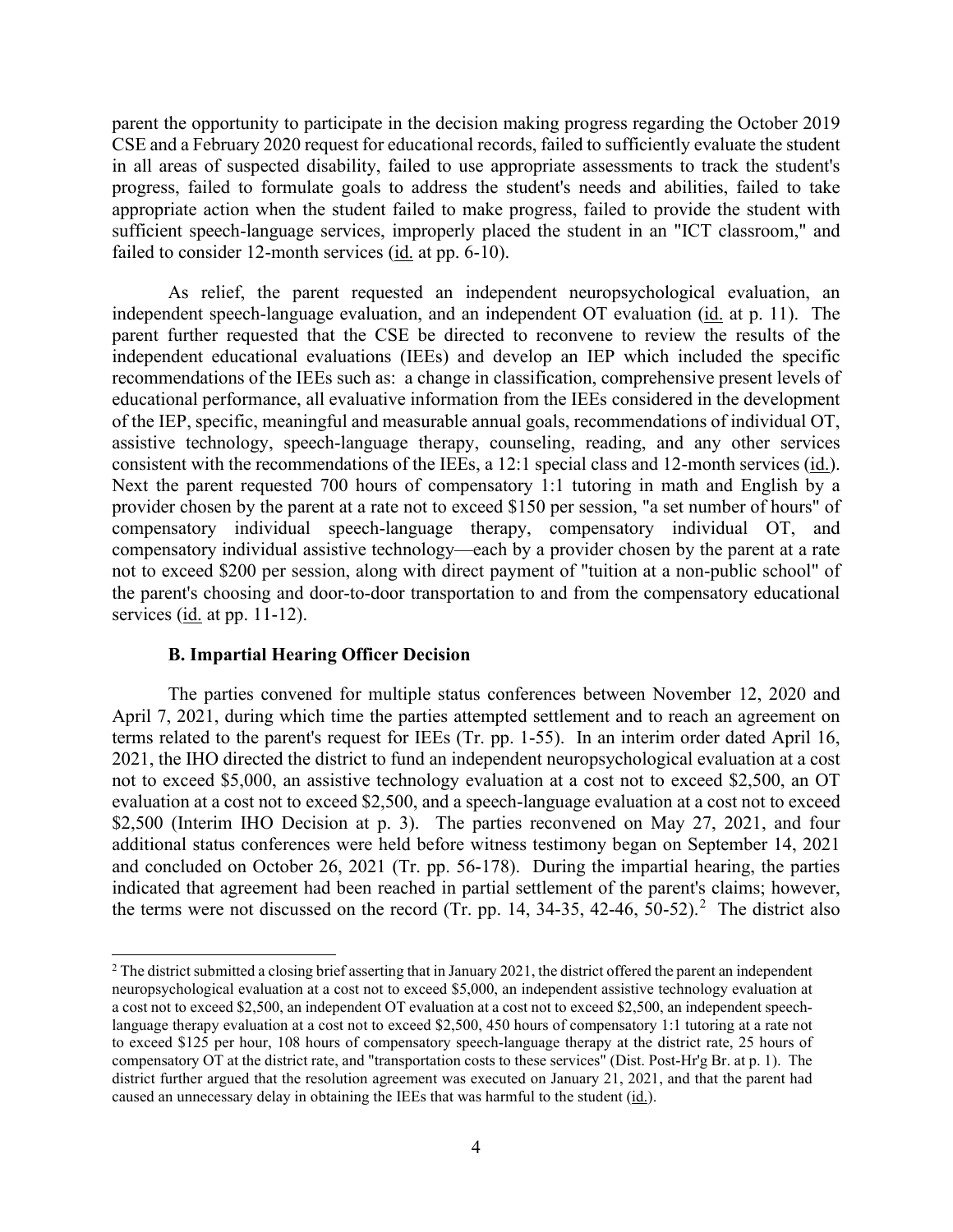parent the opportunity to participate in the decision making progress regarding the October 2019 CSE and a February 2020 request for educational records, failed to sufficiently evaluate the student in all areas of suspected disability, failed to use appropriate assessments to track the student's progress, failed to formulate goals to address the student's needs and abilities, failed to take appropriate action when the student failed to make progress, failed to provide the student with sufficient speech-language services, improperly placed the student in an "ICT classroom," and failed to consider 12-month services (id. at pp. 6-10).

As relief, the parent requested an independent neuropsychological evaluation, an independent speech-language evaluation, and an independent OT evaluation (id. at p. 11). The parent further requested that the CSE be directed to reconvene to review the results of the independent educational evaluations (IEEs) and develop an IEP which included the specific recommendations of the IEEs such as: a change in classification, comprehensive present levels of educational performance, all evaluative information from the IEEs considered in the development of the IEP, specific, meaningful and measurable annual goals, recommendations of individual OT, assistive technology, speech-language therapy, counseling, reading, and any other services consistent with the recommendations of the IEEs, a 12:1 special class and 12-month services (id.). Next the parent requested 700 hours of compensatory 1:1 tutoring in math and English by a provider chosen by the parent at a rate not to exceed $150 per session, "a set number of hours" of compensatory individual speech-language therapy, compensatory individual OT, and compensatory individual assistive technology—each by a provider chosen by the parent at a rate not to exceed $200 per session, along with direct payment of "tuition at a non-public school" of the parent's choosing and door-to-door transportation to and from the compensatory educational services (id. at pp. 11-12).

### B. Impartial Hearing Officer Decision

The parties convened for multiple status conferences between November 12, 2020 and April 7, 2021, during which time the parties attempted settlement and to reach an agreement on terms related to the parent's request for IEEs (Tr. pp. 1-55). In an interim order dated April 16, 2021, the IHO directed the district to fund an independent neuropsychological evaluation at a cost not to exceed $5,000, an assistive technology evaluation at a cost not to exceed $2,500, an OT evaluation at a cost not to exceed $2,500, and a speech-language evaluation at a cost not to exceed $2,500 (Interim IHO Decision at p. 3). The parties reconvened on May 27, 2021, and four additional status conferences were held before witness testimony began on September 14, 2021 and concluded on October 26, 2021 (Tr. pp. 56-178). During the impartial hearing, the parties indicated that agreement had been reached in partial settlement of the parent's claims; however, the terms were not discussed on the record (Tr. pp. 14, 34-35, 42-46, 50-52).[2] The district also

[2] The district submitted a closing brief asserting that in January 2021, the district offered the parent an independent neuropsychological evaluation at a cost not to exceed $5,000, an independent assistive technology evaluation at a cost not to exceed $2,500, an independent OT evaluation at a cost not to exceed $2,500, an independent speech-language therapy evaluation at a cost not to exceed $2,500, 450 hours of compensatory 1:1 tutoring at a rate not to exceed $125 per hour, 108 hours of compensatory speech-language therapy at the district rate, 25 hours of compensatory OT at the district rate, and "transportation costs to these services" (Dist. Post-Hr'g Br. at p. 1). The district further argued that the resolution agreement was executed on January 21, 2021, and that the parent had caused an unnecessary delay in obtaining the IEEs that was harmful to the student (id.).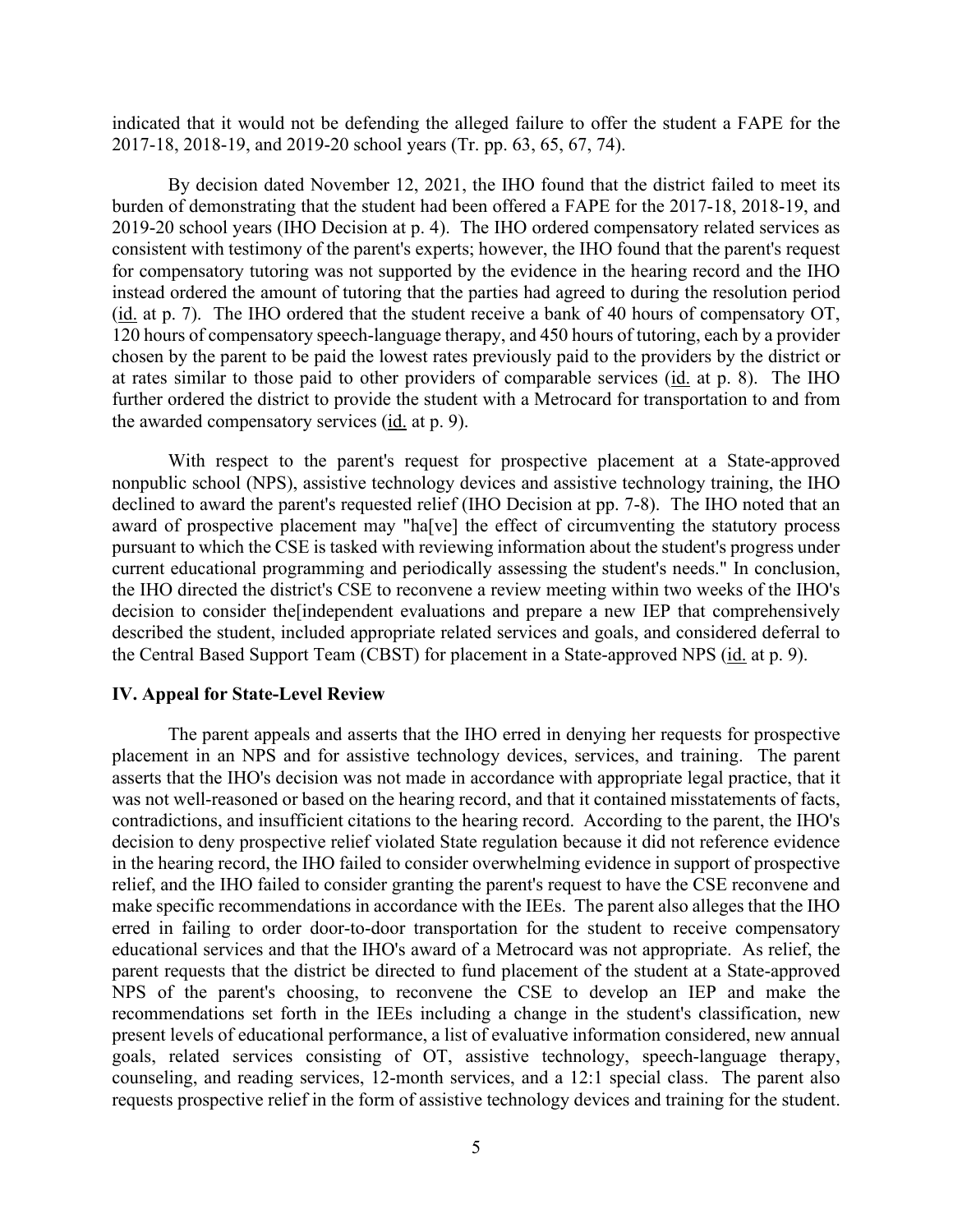indicated that it would not be defending the alleged failure to offer the student a FAPE for the 2017-18, 2018-19, and 2019-20 school years (Tr. pp. 63, 65, 67, 74).

By decision dated November 12, 2021, the IHO found that the district failed to meet its burden of demonstrating that the student had been offered a FAPE for the 2017-18, 2018-19, and 2019-20 school years (IHO Decision at p. 4). The IHO ordered compensatory related services as consistent with testimony of the parent's experts; however, the IHO found that the parent's request for compensatory tutoring was not supported by the evidence in the hearing record and the IHO instead ordered the amount of tutoring that the parties had agreed to during the resolution period (id. at p. 7). The IHO ordered that the student receive a bank of 40 hours of compensatory OT, 120 hours of compensatory speech-language therapy, and 450 hours of tutoring, each by a provider chosen by the parent to be paid the lowest rates previously paid to the providers by the district or at rates similar to those paid to other providers of comparable services (id. at p. 8). The IHO further ordered the district to provide the student with a Metrocard for transportation to and from the awarded compensatory services (id. at p. 9).

With respect to the parent's request for prospective placement at a State-approved nonpublic school (NPS), assistive technology devices and assistive technology training, the IHO declined to award the parent's requested relief (IHO Decision at pp. 7-8). The IHO noted that an award of prospective placement may "ha[ve] the effect of circumventing the statutory process pursuant to which the CSE is tasked with reviewing information about the student's progress under current educational programming and periodically assessing the student's needs." In conclusion, the IHO directed the district's CSE to reconvene a review meeting within two weeks of the IHO's decision to consider the[independent evaluations and prepare a new IEP that comprehensively described the student, included appropriate related services and goals, and considered deferral to the Central Based Support Team (CBST) for placement in a State-approved NPS (id. at p. 9).

## IV. Appeal for State-Level Review

The parent appeals and asserts that the IHO erred in denying her requests for prospective placement in an NPS and for assistive technology devices, services, and training. The parent asserts that the IHO's decision was not made in accordance with appropriate legal practice, that it was not well-reasoned or based on the hearing record, and that it contained misstatements of facts, contradictions, and insufficient citations to the hearing record. According to the parent, the IHO's decision to deny prospective relief violated State regulation because it did not reference evidence in the hearing record, the IHO failed to consider overwhelming evidence in support of prospective relief, and the IHO failed to consider granting the parent's request to have the CSE reconvene and make specific recommendations in accordance with the IEEs. The parent also alleges that the IHO erred in failing to order door-to-door transportation for the student to receive compensatory educational services and that the IHO's award of a Metrocard was not appropriate. As relief, the parent requests that the district be directed to fund placement of the student at a State-approved NPS of the parent's choosing, to reconvene the CSE to develop an IEP and make the recommendations set forth in the IEEs including a change in the student's classification, new present levels of educational performance, a list of evaluative information considered, new annual goals, related services consisting of OT, assistive technology, speech-language therapy, counseling, and reading services, 12-month services, and a 12:1 special class. The parent also requests prospective relief in the form of assistive technology devices and training for the student.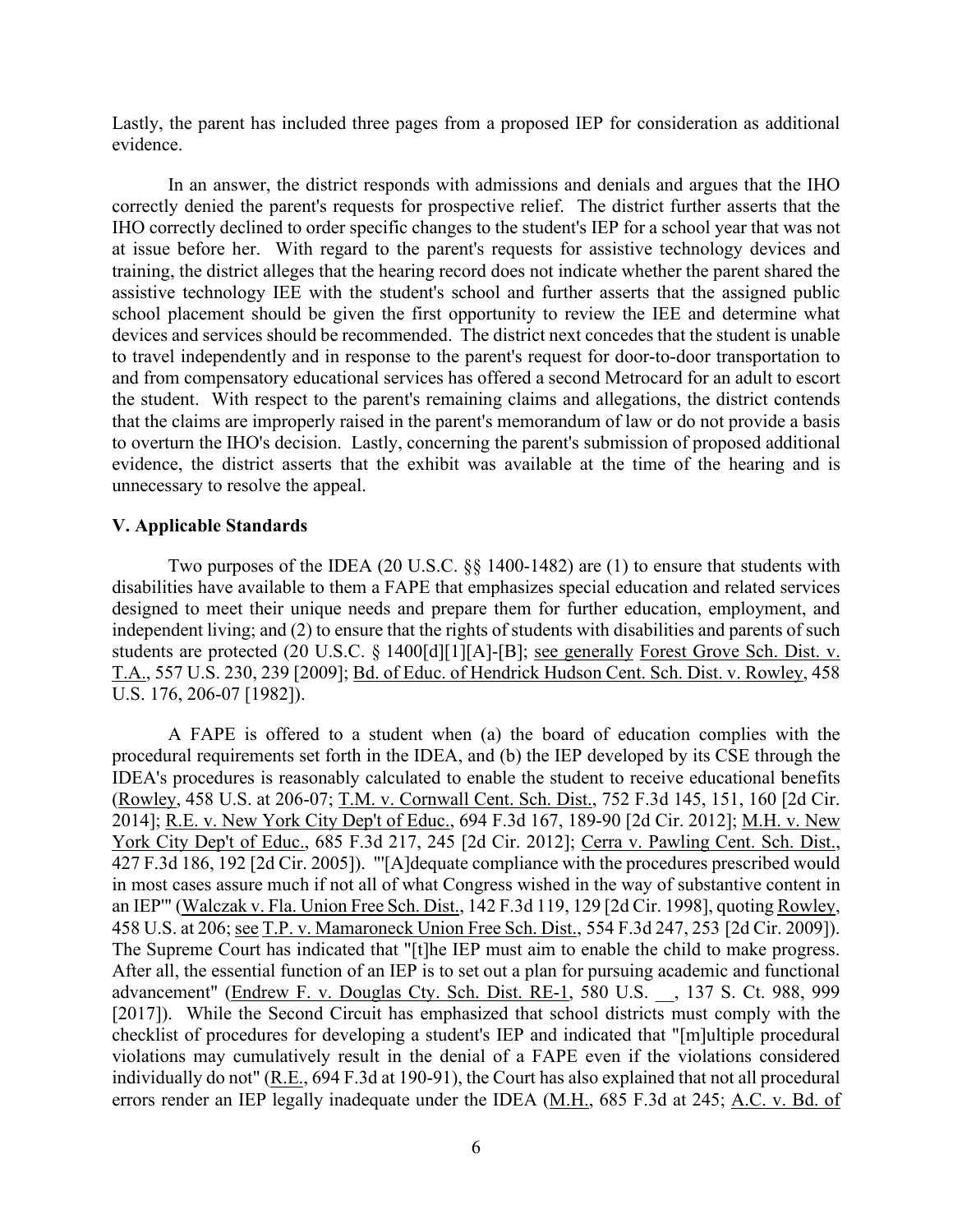Lastly, the parent has included three pages from a proposed IEP for consideration as additional evidence.

In an answer, the district responds with admissions and denials and argues that the IHO correctly denied the parent's requests for prospective relief. The district further asserts that the IHO correctly declined to order specific changes to the student's IEP for a school year that was not at issue before her. With regard to the parent's requests for assistive technology devices and training, the district alleges that the hearing record does not indicate whether the parent shared the assistive technology IEE with the student's school and further asserts that the assigned public school placement should be given the first opportunity to review the IEE and determine what devices and services should be recommended. The district next concedes that the student is unable to travel independently and in response to the parent's request for door-to-door transportation to and from compensatory educational services has offered a second Metrocard for an adult to escort the student. With respect to the parent's remaining claims and allegations, the district contends that the claims are improperly raised in the parent's memorandum of law or do not provide a basis to overturn the IHO's decision. Lastly, concerning the parent's submission of proposed additional evidence, the district asserts that the exhibit was available at the time of the hearing and is unnecessary to resolve the appeal.

## V. Applicable Standards

Two purposes of the IDEA (20 U.S.C. §§ 1400-1482) are (1) to ensure that students with disabilities have available to them a FAPE that emphasizes special education and related services designed to meet their unique needs and prepare them for further education, employment, and independent living; and (2) to ensure that the rights of students with disabilities and parents of such students are protected (20 U.S.C. § 1400[d][1][A]-[B]; see generally Forest Grove Sch. Dist. v. T.A., 557 U.S. 230, 239 [2009]; Bd. of Educ. of Hendrick Hudson Cent. Sch. Dist. v. Rowley, 458 U.S. 176, 206-07 [1982]).

A FAPE is offered to a student when (a) the board of education complies with the procedural requirements set forth in the IDEA, and (b) the IEP developed by its CSE through the IDEA's procedures is reasonably calculated to enable the student to receive educational benefits (Rowley, 458 U.S. at 206-07; T.M. v. Cornwall Cent. Sch. Dist., 752 F.3d 145, 151, 160 [2d Cir. 2014]; R.E. v. New York City Dep't of Educ., 694 F.3d 167, 189-90 [2d Cir. 2012]; M.H. v. New York City Dep't of Educ., 685 F.3d 217, 245 [2d Cir. 2012]; Cerra v. Pawling Cent. Sch. Dist., 427 F.3d 186, 192 [2d Cir. 2005]). "'[A]dequate compliance with the procedures prescribed would in most cases assure much if not all of what Congress wished in the way of substantive content in an IEP'" (Walczak v. Fla. Union Free Sch. Dist., 142 F.3d 119, 129 [2d Cir. 1998], quoting Rowley, 458 U.S. at 206; see T.P. v. Mamaroneck Union Free Sch. Dist., 554 F.3d 247, 253 [2d Cir. 2009]). The Supreme Court has indicated that "[t]he IEP must aim to enable the child to make progress. After all, the essential function of an IEP is to set out a plan for pursuing academic and functional advancement" (Endrew F. v. Douglas Cty. Sch. Dist. RE-1, 580 U.S. __, 137 S. Ct. 988, 999 [2017]). While the Second Circuit has emphasized that school districts must comply with the checklist of procedures for developing a student's IEP and indicated that "[m]ultiple procedural violations may cumulatively result in the denial of a FAPE even if the violations considered individually do not" (R.E., 694 F.3d at 190-91), the Court has also explained that not all procedural errors render an IEP legally inadequate under the IDEA (M.H., 685 F.3d at 245; A.C. v. Bd. of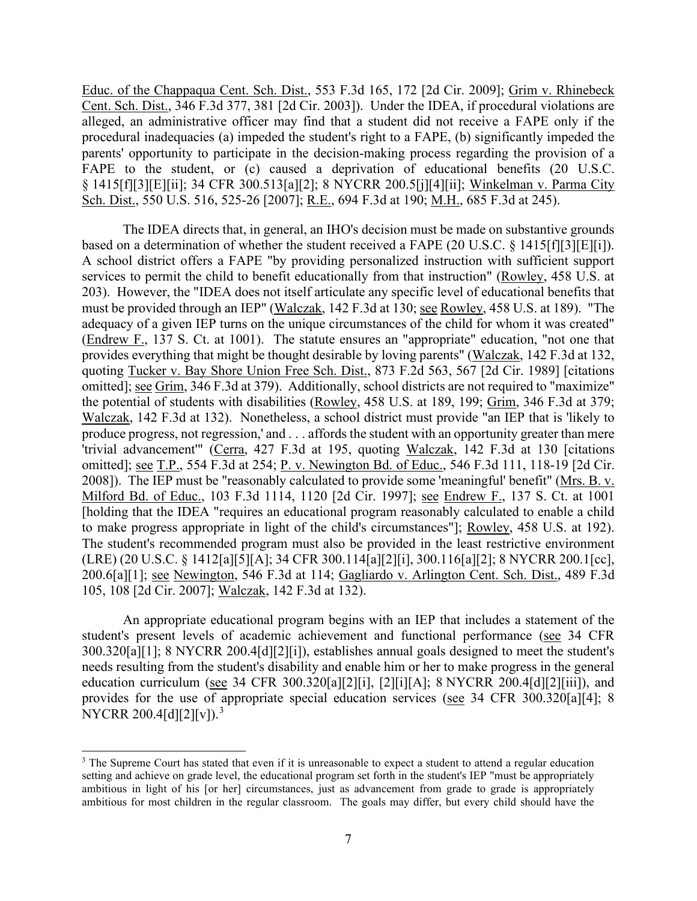Educ. of the Chappaqua Cent. Sch. Dist., 553 F.3d 165, 172 [2d Cir. 2009]; Grim v. Rhinebeck Cent. Sch. Dist., 346 F.3d 377, 381 [2d Cir. 2003]). Under the IDEA, if procedural violations are alleged, an administrative officer may find that a student did not receive a FAPE only if the procedural inadequacies (a) impeded the student's right to a FAPE, (b) significantly impeded the parents' opportunity to participate in the decision-making process regarding the provision of a FAPE to the student, or (c) caused a deprivation of educational benefits (20 U.S.C. § 1415[f][3][E][ii]; 34 CFR 300.513[a][2]; 8 NYCRR 200.5[j][4][ii]; Winkelman v. Parma City Sch. Dist., 550 U.S. 516, 525-26 [2007]; R.E., 694 F.3d at 190; M.H., 685 F.3d at 245).

The IDEA directs that, in general, an IHO's decision must be made on substantive grounds based on a determination of whether the student received a FAPE (20 U.S.C. § 1415[f][3][E][i]). A school district offers a FAPE "by providing personalized instruction with sufficient support services to permit the child to benefit educationally from that instruction" (Rowley, 458 U.S. at 203). However, the "IDEA does not itself articulate any specific level of educational benefits that must be provided through an IEP" (Walczak, 142 F.3d at 130; see Rowley, 458 U.S. at 189). "The adequacy of a given IEP turns on the unique circumstances of the child for whom it was created" (Endrew F., 137 S. Ct. at 1001). The statute ensures an "appropriate" education, "not one that provides everything that might be thought desirable by loving parents" (Walczak, 142 F.3d at 132, quoting Tucker v. Bay Shore Union Free Sch. Dist., 873 F.2d 563, 567 [2d Cir. 1989] [citations omitted]; see Grim, 346 F.3d at 379). Additionally, school districts are not required to "maximize" the potential of students with disabilities (Rowley, 458 U.S. at 189, 199; Grim, 346 F.3d at 379; Walczak, 142 F.3d at 132). Nonetheless, a school district must provide "an IEP that is 'likely to produce progress, not regression,' and . . . affords the student with an opportunity greater than mere 'trivial advancement'" (Cerra, 427 F.3d at 195, quoting Walczak, 142 F.3d at 130 [citations omitted]; see T.P., 554 F.3d at 254; P. v. Newington Bd. of Educ., 546 F.3d 111, 118-19 [2d Cir. 2008]). The IEP must be "reasonably calculated to provide some 'meaningful' benefit" (Mrs. B. v. Milford Bd. of Educ., 103 F.3d 1114, 1120 [2d Cir. 1997]; see Endrew F., 137 S. Ct. at 1001 [holding that the IDEA "requires an educational program reasonably calculated to enable a child to make progress appropriate in light of the child's circumstances"]; Rowley, 458 U.S. at 192). The student's recommended program must also be provided in the least restrictive environment (LRE) (20 U.S.C. § 1412[a][5][A]; 34 CFR 300.114[a][2][i], 300.116[a][2]; 8 NYCRR 200.1[cc], 200.6[a][1]; see Newington, 546 F.3d at 114; Gagliardo v. Arlington Cent. Sch. Dist., 489 F.3d 105, 108 [2d Cir. 2007]; Walczak, 142 F.3d at 132).

An appropriate educational program begins with an IEP that includes a statement of the student's present levels of academic achievement and functional performance (see 34 CFR 300.320[a][1]; 8 NYCRR 200.4[d][2][i]), establishes annual goals designed to meet the student's needs resulting from the student's disability and enable him or her to make progress in the general education curriculum (see 34 CFR 300.320[a][2][i], [2][i][A]; 8 NYCRR 200.4[d][2][iii]), and provides for the use of appropriate special education services (see 34 CFR 300.320[a][4]; 8 NYCRR 200.4[d][2][v]).[3]

[3] The Supreme Court has stated that even if it is unreasonable to expect a student to attend a regular education setting and achieve on grade level, the educational program set forth in the student's IEP "must be appropriately ambitious in light of his [or her] circumstances, just as advancement from grade to grade is appropriately ambitious for most children in the regular classroom. The goals may differ, but every child should have the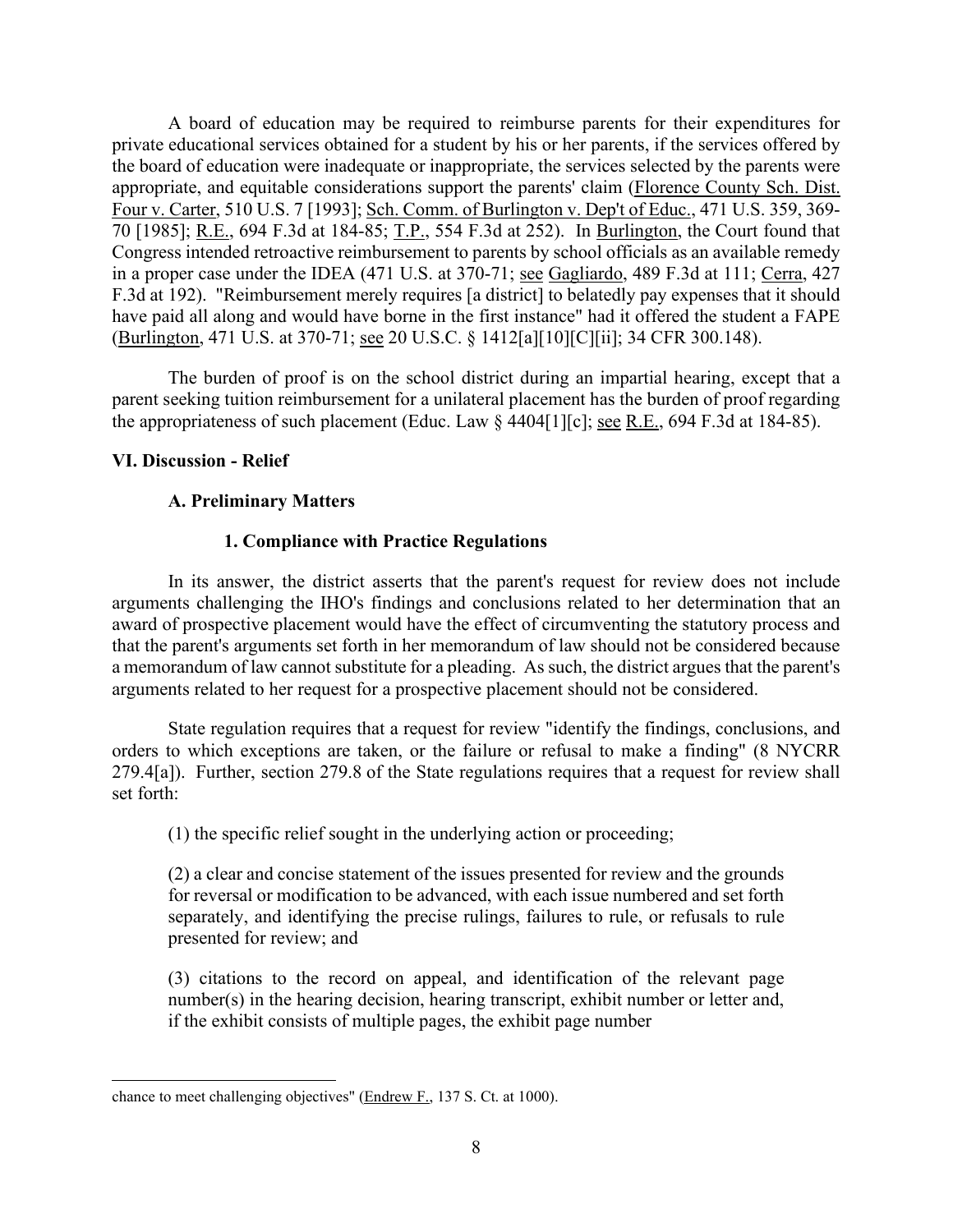A board of education may be required to reimburse parents for their expenditures for private educational services obtained for a student by his or her parents, if the services offered by the board of education were inadequate or inappropriate, the services selected by the parents were appropriate, and equitable considerations support the parents' claim (Florence County Sch. Dist. Four v. Carter, 510 U.S. 7 [1993]; Sch. Comm. of Burlington v. Dep't of Educ., 471 U.S. 359, 369-70 [1985]; R.E., 694 F.3d at 184-85; T.P., 554 F.3d at 252). In Burlington, the Court found that Congress intended retroactive reimbursement to parents by school officials as an available remedy in a proper case under the IDEA (471 U.S. at 370-71; see Gagliardo, 489 F.3d at 111; Cerra, 427 F.3d at 192). "Reimbursement merely requires [a district] to belatedly pay expenses that it should have paid all along and would have borne in the first instance" had it offered the student a FAPE (Burlington, 471 U.S. at 370-71; see 20 U.S.C. § 1412[a][10][C][ii]; 34 CFR 300.148).

The burden of proof is on the school district during an impartial hearing, except that a parent seeking tuition reimbursement for a unilateral placement has the burden of proof regarding the appropriateness of such placement (Educ. Law § 4404[1][c]; see R.E., 694 F.3d at 184-85).

## VI. Discussion - Relief

### A. Preliminary Matters

#### 1. Compliance with Practice Regulations

In its answer, the district asserts that the parent's request for review does not include arguments challenging the IHO's findings and conclusions related to her determination that an award of prospective placement would have the effect of circumventing the statutory process and that the parent's arguments set forth in her memorandum of law should not be considered because a memorandum of law cannot substitute for a pleading. As such, the district argues that the parent's arguments related to her request for a prospective placement should not be considered.

State regulation requires that a request for review "identify the findings, conclusions, and orders to which exceptions are taken, or the failure or refusal to make a finding" (8 NYCRR 279.4[a]). Further, section 279.8 of the State regulations requires that a request for review shall set forth:

> (1) the specific relief sought in the underlying action or proceeding;
>
> (2) a clear and concise statement of the issues presented for review and the grounds for reversal or modification to be advanced, with each issue numbered and set forth separately, and identifying the precise rulings, failures to rule, or refusals to rule presented for review; and
>
> (3) citations to the record on appeal, and identification of the relevant page number(s) in the hearing decision, hearing transcript, exhibit number or letter and, if the exhibit consists of multiple pages, the exhibit page number

---

chance to meet challenging objectives" (Endrew F., 137 S. Ct. at 1000).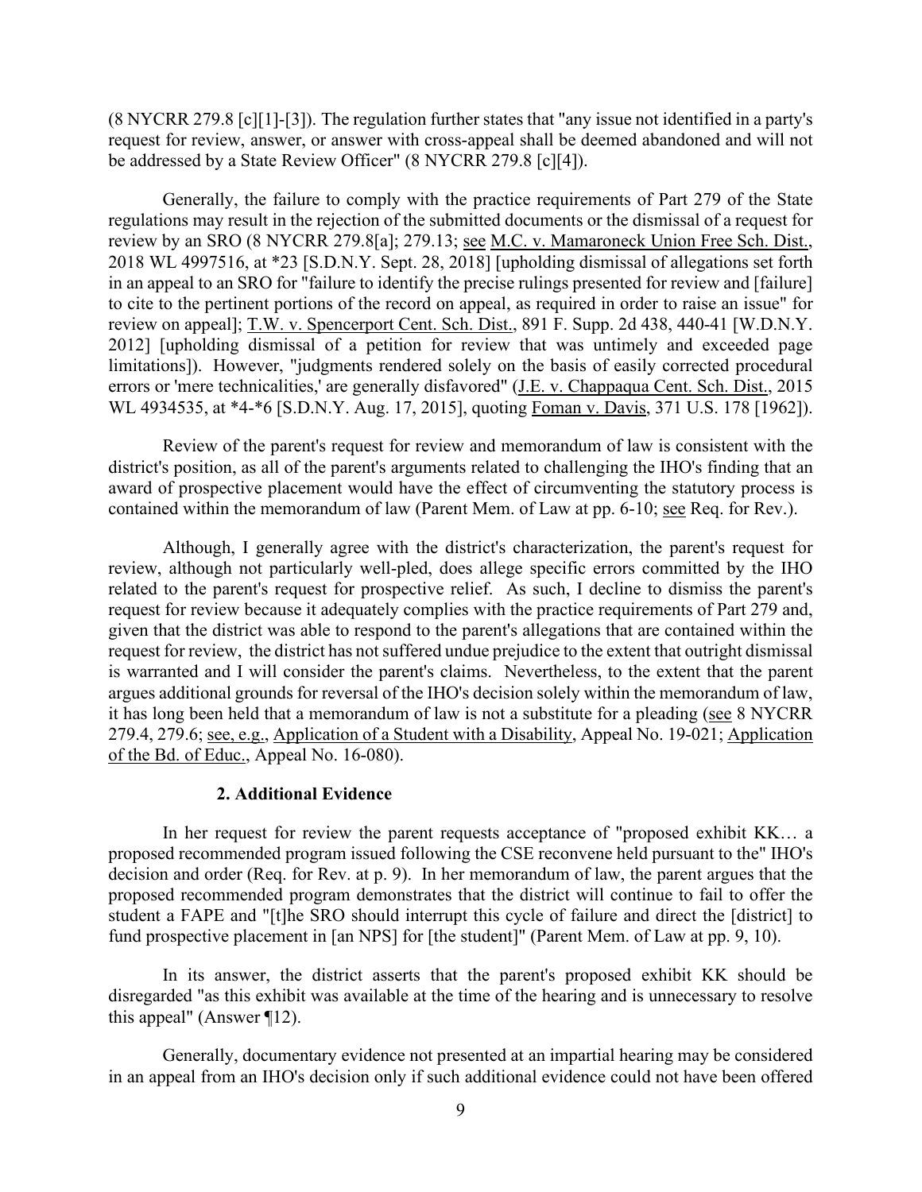(8 NYCRR 279.8 [c][1]-[3]). The regulation further states that "any issue not identified in a party's request for review, answer, or answer with cross-appeal shall be deemed abandoned and will not be addressed by a State Review Officer" (8 NYCRR 279.8 [c][4]).

Generally, the failure to comply with the practice requirements of Part 279 of the State regulations may result in the rejection of the submitted documents or the dismissal of a request for review by an SRO (8 NYCRR 279.8[a]; 279.13; see M.C. v. Mamaroneck Union Free Sch. Dist., 2018 WL 4997516, at *23 [S.D.N.Y. Sept. 28, 2018] [upholding dismissal of allegations set forth in an appeal to an SRO for "failure to identify the precise rulings presented for review and [failure] to cite to the pertinent portions of the record on appeal, as required in order to raise an issue" for review on appeal]; T.W. v. Spencerport Cent. Sch. Dist., 891 F. Supp. 2d 438, 440-41 [W.D.N.Y. 2012] [upholding dismissal of a petition for review that was untimely and exceeded page limitations]). However, "judgments rendered solely on the basis of easily corrected procedural errors or 'mere technicalities,' are generally disfavored" (J.E. v. Chappaqua Cent. Sch. Dist., 2015 WL 4934535, at *4-*6 [S.D.N.Y. Aug. 17, 2015], quoting Foman v. Davis, 371 U.S. 178 [1962]).

Review of the parent's request for review and memorandum of law is consistent with the district's position, as all of the parent's arguments related to challenging the IHO's finding that an award of prospective placement would have the effect of circumventing the statutory process is contained within the memorandum of law (Parent Mem. of Law at pp. 6-10; see Req. for Rev.).

Although, I generally agree with the district's characterization, the parent's request for review, although not particularly well-pled, does allege specific errors committed by the IHO related to the parent's request for prospective relief. As such, I decline to dismiss the parent's request for review because it adequately complies with the practice requirements of Part 279 and, given that the district was able to respond to the parent's allegations that are contained within the request for review, the district has not suffered undue prejudice to the extent that outright dismissal is warranted and I will consider the parent's claims. Nevertheless, to the extent that the parent argues additional grounds for reversal of the IHO's decision solely within the memorandum of law, it has long been held that a memorandum of law is not a substitute for a pleading (see 8 NYCRR 279.4, 279.6; see, e.g., Application of a Student with a Disability, Appeal No. 19-021; Application of the Bd. of Educ., Appeal No. 16-080).

#### 2. Additional Evidence

In her request for review the parent requests acceptance of "proposed exhibit KK… a proposed recommended program issued following the CSE reconvene held pursuant to the" IHO's decision and order (Req. for Rev. at p. 9). In her memorandum of law, the parent argues that the proposed recommended program demonstrates that the district will continue to fail to offer the student a FAPE and "[t]he SRO should interrupt this cycle of failure and direct the [district] to fund prospective placement in [an NPS] for [the student]" (Parent Mem. of Law at pp. 9, 10).

In its answer, the district asserts that the parent's proposed exhibit KK should be disregarded "as this exhibit was available at the time of the hearing and is unnecessary to resolve this appeal" (Answer ¶12).

Generally, documentary evidence not presented at an impartial hearing may be considered in an appeal from an IHO's decision only if such additional evidence could not have been offered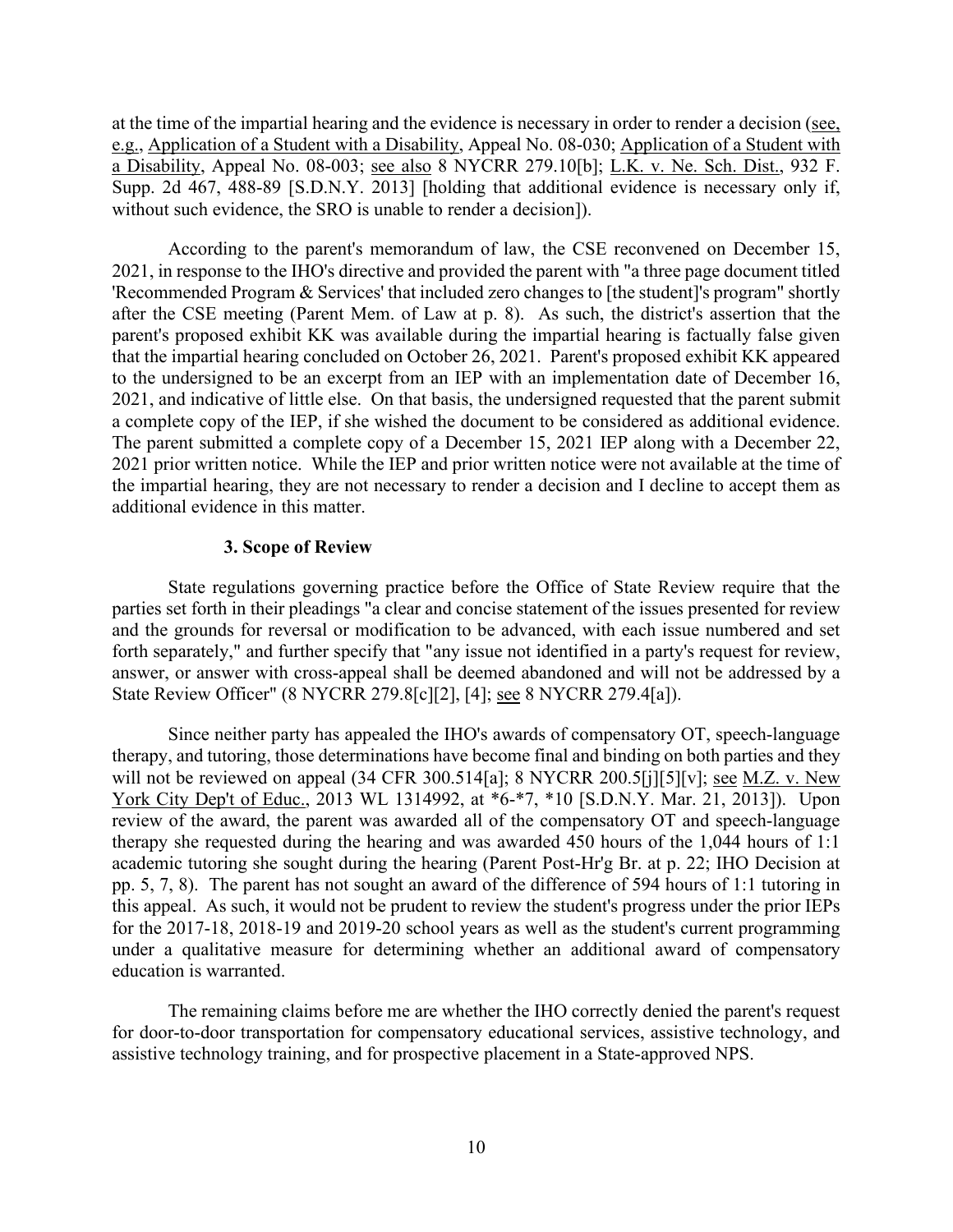at the time of the impartial hearing and the evidence is necessary in order to render a decision (see, e.g., Application of a Student with a Disability, Appeal No. 08-030; Application of a Student with a Disability, Appeal No. 08-003; see also 8 NYCRR 279.10[b]; L.K. v. Ne. Sch. Dist., 932 F. Supp. 2d 467, 488-89 [S.D.N.Y. 2013] [holding that additional evidence is necessary only if, without such evidence, the SRO is unable to render a decision]).

According to the parent's memorandum of law, the CSE reconvened on December 15, 2021, in response to the IHO's directive and provided the parent with "a three page document titled 'Recommended Program & Services' that included zero changes to [the student]'s program" shortly after the CSE meeting (Parent Mem. of Law at p. 8). As such, the district's assertion that the parent's proposed exhibit KK was available during the impartial hearing is factually false given that the impartial hearing concluded on October 26, 2021. Parent's proposed exhibit KK appeared to the undersigned to be an excerpt from an IEP with an implementation date of December 16, 2021, and indicative of little else. On that basis, the undersigned requested that the parent submit a complete copy of the IEP, if she wished the document to be considered as additional evidence. The parent submitted a complete copy of a December 15, 2021 IEP along with a December 22, 2021 prior written notice. While the IEP and prior written notice were not available at the time of the impartial hearing, they are not necessary to render a decision and I decline to accept them as additional evidence in this matter.

### 3. Scope of Review

State regulations governing practice before the Office of State Review require that the parties set forth in their pleadings "a clear and concise statement of the issues presented for review and the grounds for reversal or modification to be advanced, with each issue numbered and set forth separately," and further specify that "any issue not identified in a party's request for review, answer, or answer with cross-appeal shall be deemed abandoned and will not be addressed by a State Review Officer" (8 NYCRR 279.8[c][2], [4]; see 8 NYCRR 279.4[a]).

Since neither party has appealed the IHO's awards of compensatory OT, speech-language therapy, and tutoring, those determinations have become final and binding on both parties and they will not be reviewed on appeal (34 CFR 300.514[a]; 8 NYCRR 200.5[j][5][v]; see M.Z. v. New York City Dep't of Educ., 2013 WL 1314992, at *6-*7, *10 [S.D.N.Y. Mar. 21, 2013]). Upon review of the award, the parent was awarded all of the compensatory OT and speech-language therapy she requested during the hearing and was awarded 450 hours of the 1,044 hours of 1:1 academic tutoring she sought during the hearing (Parent Post-Hr'g Br. at p. 22; IHO Decision at pp. 5, 7, 8). The parent has not sought an award of the difference of 594 hours of 1:1 tutoring in this appeal. As such, it would not be prudent to review the student's progress under the prior IEPs for the 2017-18, 2018-19 and 2019-20 school years as well as the student's current programming under a qualitative measure for determining whether an additional award of compensatory education is warranted.

The remaining claims before me are whether the IHO correctly denied the parent's request for door-to-door transportation for compensatory educational services, assistive technology, and assistive technology training, and for prospective placement in a State-approved NPS.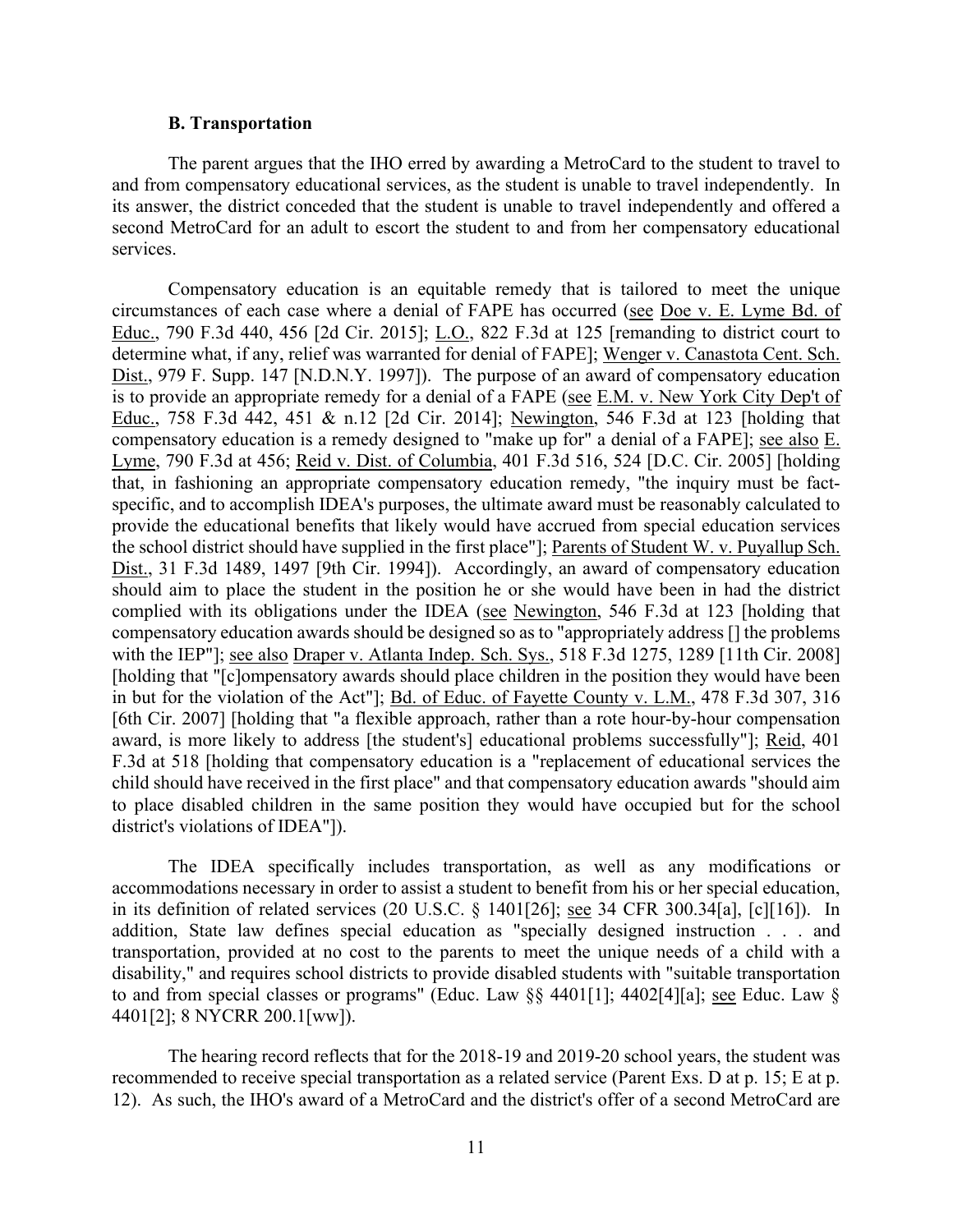### B. Transportation

The parent argues that the IHO erred by awarding a MetroCard to the student to travel to and from compensatory educational services, as the student is unable to travel independently. In its answer, the district conceded that the student is unable to travel independently and offered a second MetroCard for an adult to escort the student to and from her compensatory educational services.

Compensatory education is an equitable remedy that is tailored to meet the unique circumstances of each case where a denial of FAPE has occurred (see Doe v. E. Lyme Bd. of Educ., 790 F.3d 440, 456 [2d Cir. 2015]; L.O., 822 F.3d at 125 [remanding to district court to determine what, if any, relief was warranted for denial of FAPE]; Wenger v. Canastota Cent. Sch. Dist., 979 F. Supp. 147 [N.D.N.Y. 1997]). The purpose of an award of compensatory education is to provide an appropriate remedy for a denial of a FAPE (see E.M. v. New York City Dep't of Educ., 758 F.3d 442, 451 & n.12 [2d Cir. 2014]; Newington, 546 F.3d at 123 [holding that compensatory education is a remedy designed to "make up for" a denial of a FAPE]; see also E. Lyme, 790 F.3d at 456; Reid v. Dist. of Columbia, 401 F.3d 516, 524 [D.C. Cir. 2005] [holding that, in fashioning an appropriate compensatory education remedy, "the inquiry must be fact-specific, and to accomplish IDEA's purposes, the ultimate award must be reasonably calculated to provide the educational benefits that likely would have accrued from special education services the school district should have supplied in the first place"]; Parents of Student W. v. Puyallup Sch. Dist., 31 F.3d 1489, 1497 [9th Cir. 1994]). Accordingly, an award of compensatory education should aim to place the student in the position he or she would have been in had the district complied with its obligations under the IDEA (see Newington, 546 F.3d at 123 [holding that compensatory education awards should be designed so as to "appropriately address [] the problems with the IEP"]; see also Draper v. Atlanta Indep. Sch. Sys., 518 F.3d 1275, 1289 [11th Cir. 2008] [holding that "[c]ompensatory awards should place children in the position they would have been in but for the violation of the Act"]; Bd. of Educ. of Fayette County v. L.M., 478 F.3d 307, 316 [6th Cir. 2007] [holding that "a flexible approach, rather than a rote hour-by-hour compensation award, is more likely to address [the student's] educational problems successfully"]; Reid, 401 F.3d at 518 [holding that compensatory education is a "replacement of educational services the child should have received in the first place" and that compensatory education awards "should aim to place disabled children in the same position they would have occupied but for the school district's violations of IDEA"]).

The IDEA specifically includes transportation, as well as any modifications or accommodations necessary in order to assist a student to benefit from his or her special education, in its definition of related services (20 U.S.C. § 1401[26]; see 34 CFR 300.34[a], [c][16]). In addition, State law defines special education as "specially designed instruction . . . and transportation, provided at no cost to the parents to meet the unique needs of a child with a disability," and requires school districts to provide disabled students with "suitable transportation to and from special classes or programs" (Educ. Law §§ 4401[1]; 4402[4][a]; see Educ. Law § 4401[2]; 8 NYCRR 200.1[ww]).

The hearing record reflects that for the 2018-19 and 2019-20 school years, the student was recommended to receive special transportation as a related service (Parent Exs. D at p. 15; E at p. 12). As such, the IHO's award of a MetroCard and the district's offer of a second MetroCard are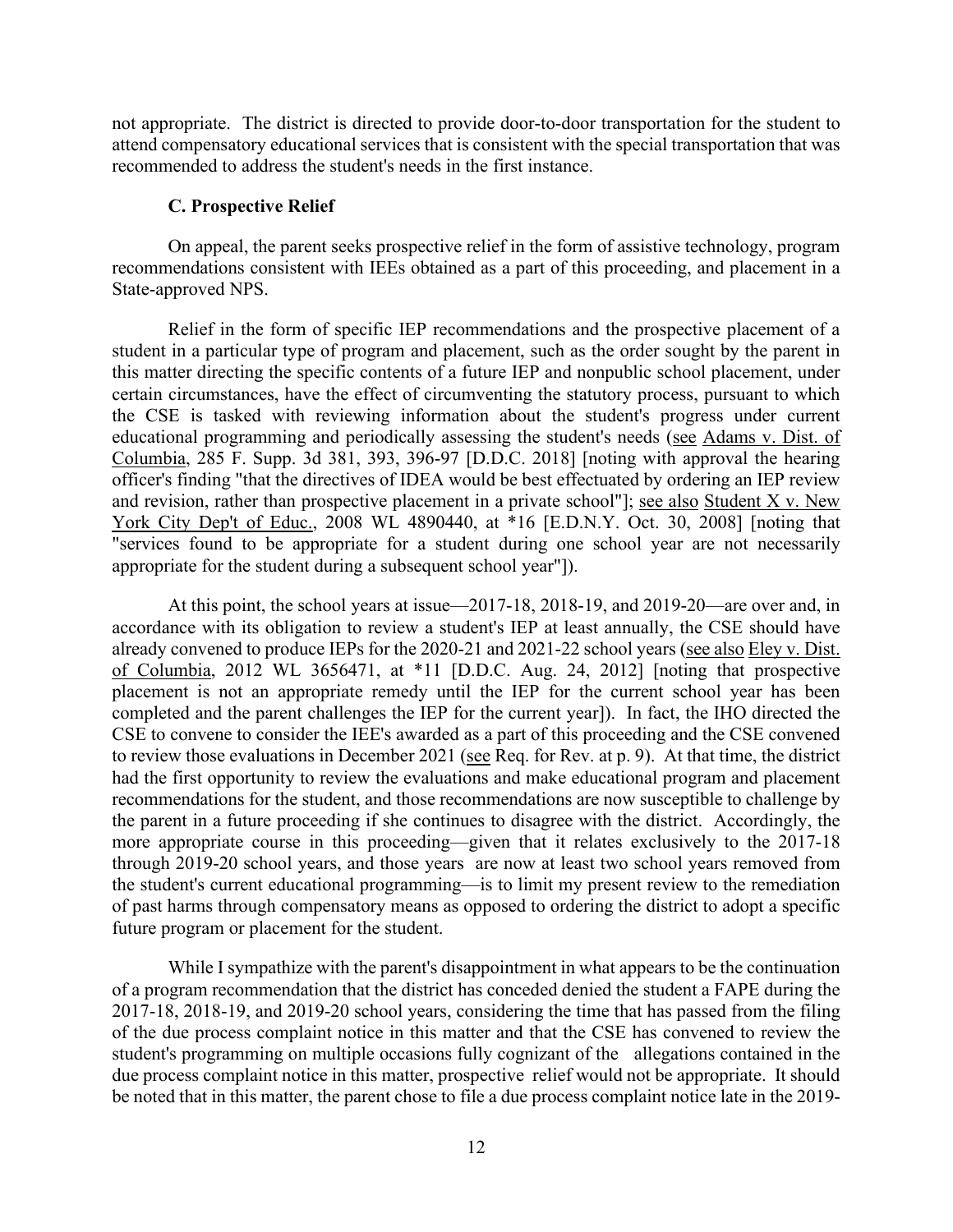not appropriate. The district is directed to provide door-to-door transportation for the student to attend compensatory educational services that is consistent with the special transportation that was recommended to address the student's needs in the first instance.

### C. Prospective Relief

On appeal, the parent seeks prospective relief in the form of assistive technology, program recommendations consistent with IEEs obtained as a part of this proceeding, and placement in a State-approved NPS.

Relief in the form of specific IEP recommendations and the prospective placement of a student in a particular type of program and placement, such as the order sought by the parent in this matter directing the specific contents of a future IEP and nonpublic school placement, under certain circumstances, have the effect of circumventing the statutory process, pursuant to which the CSE is tasked with reviewing information about the student's progress under current educational programming and periodically assessing the student's needs (see Adams v. Dist. of Columbia, 285 F. Supp. 3d 381, 393, 396-97 [D.D.C. 2018] [noting with approval the hearing officer's finding "that the directives of IDEA would be best effectuated by ordering an IEP review and revision, rather than prospective placement in a private school"]; see also Student X v. New York City Dep't of Educ., 2008 WL 4890440, at *16 [E.D.N.Y. Oct. 30, 2008] [noting that "services found to be appropriate for a student during one school year are not necessarily appropriate for the student during a subsequent school year"]).

At this point, the school years at issue—2017-18, 2018-19, and 2019-20—are over and, in accordance with its obligation to review a student's IEP at least annually, the CSE should have already convened to produce IEPs for the 2020-21 and 2021-22 school years (see also Eley v. Dist. of Columbia, 2012 WL 3656471, at *11 [D.D.C. Aug. 24, 2012] [noting that prospective placement is not an appropriate remedy until the IEP for the current school year has been completed and the parent challenges the IEP for the current year]). In fact, the IHO directed the CSE to convene to consider the IEE's awarded as a part of this proceeding and the CSE convened to review those evaluations in December 2021 (see Req. for Rev. at p. 9). At that time, the district had the first opportunity to review the evaluations and make educational program and placement recommendations for the student, and those recommendations are now susceptible to challenge by the parent in a future proceeding if she continues to disagree with the district. Accordingly, the more appropriate course in this proceeding—given that it relates exclusively to the 2017-18 through 2019-20 school years, and those years are now at least two school years removed from the student's current educational programming—is to limit my present review to the remediation of past harms through compensatory means as opposed to ordering the district to adopt a specific future program or placement for the student.

While I sympathize with the parent's disappointment in what appears to be the continuation of a program recommendation that the district has conceded denied the student a FAPE during the 2017-18, 2018-19, and 2019-20 school years, considering the time that has passed from the filing of the due process complaint notice in this matter and that the CSE has convened to review the student's programming on multiple occasions fully cognizant of the allegations contained in the due process complaint notice in this matter, prospective relief would not be appropriate. It should be noted that in this matter, the parent chose to file a due process complaint notice late in the 2019-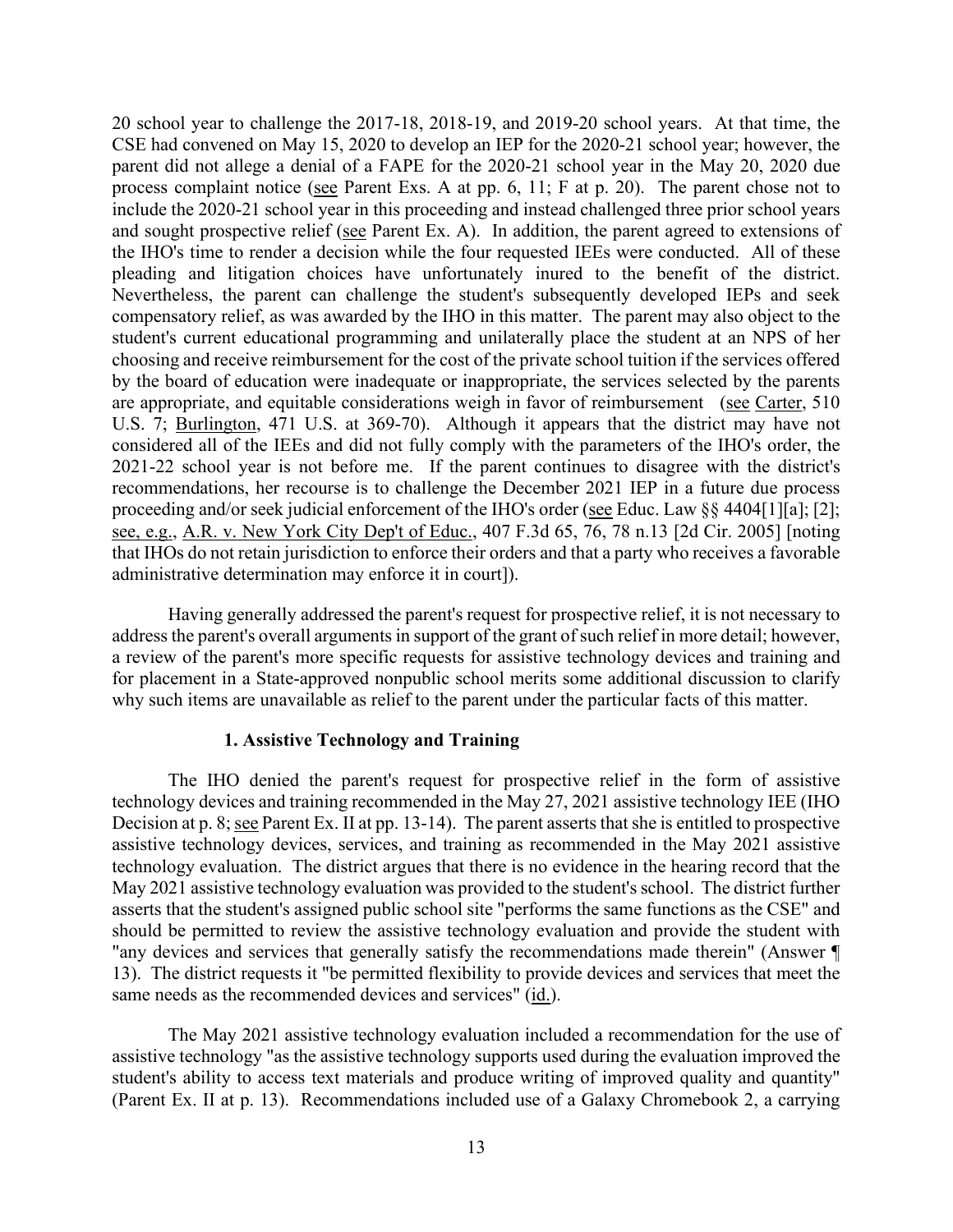20 school year to challenge the 2017-18, 2018-19, and 2019-20 school years. At that time, the CSE had convened on May 15, 2020 to develop an IEP for the 2020-21 school year; however, the parent did not allege a denial of a FAPE for the 2020-21 school year in the May 20, 2020 due process complaint notice (see Parent Exs. A at pp. 6, 11; F at p. 20). The parent chose not to include the 2020-21 school year in this proceeding and instead challenged three prior school years and sought prospective relief (see Parent Ex. A). In addition, the parent agreed to extensions of the IHO's time to render a decision while the four requested IEEs were conducted. All of these pleading and litigation choices have unfortunately inured to the benefit of the district. Nevertheless, the parent can challenge the student's subsequently developed IEPs and seek compensatory relief, as was awarded by the IHO in this matter. The parent may also object to the student's current educational programming and unilaterally place the student at an NPS of her choosing and receive reimbursement for the cost of the private school tuition if the services offered by the board of education were inadequate or inappropriate, the services selected by the parents are appropriate, and equitable considerations weigh in favor of reimbursement (see Carter, 510 U.S. 7; Burlington, 471 U.S. at 369-70). Although it appears that the district may have not considered all of the IEEs and did not fully comply with the parameters of the IHO's order, the 2021-22 school year is not before me. If the parent continues to disagree with the district's recommendations, her recourse is to challenge the December 2021 IEP in a future due process proceeding and/or seek judicial enforcement of the IHO's order (see Educ. Law §§ 4404[1][a]; [2]; see, e.g., A.R. v. New York City Dep't of Educ., 407 F.3d 65, 76, 78 n.13 [2d Cir. 2005] [noting that IHOs do not retain jurisdiction to enforce their orders and that a party who receives a favorable administrative determination may enforce it in court]).

Having generally addressed the parent's request for prospective relief, it is not necessary to address the parent's overall arguments in support of the grant of such relief in more detail; however, a review of the parent's more specific requests for assistive technology devices and training and for placement in a State-approved nonpublic school merits some additional discussion to clarify why such items are unavailable as relief to the parent under the particular facts of this matter.

### 1. Assistive Technology and Training

The IHO denied the parent's request for prospective relief in the form of assistive technology devices and training recommended in the May 27, 2021 assistive technology IEE (IHO Decision at p. 8; see Parent Ex. II at pp. 13-14). The parent asserts that she is entitled to prospective assistive technology devices, services, and training as recommended in the May 2021 assistive technology evaluation. The district argues that there is no evidence in the hearing record that the May 2021 assistive technology evaluation was provided to the student's school. The district further asserts that the student's assigned public school site "performs the same functions as the CSE" and should be permitted to review the assistive technology evaluation and provide the student with "any devices and services that generally satisfy the recommendations made therein" (Answer ¶ 13). The district requests it "be permitted flexibility to provide devices and services that meet the same needs as the recommended devices and services" (id.).

The May 2021 assistive technology evaluation included a recommendation for the use of assistive technology "as the assistive technology supports used during the evaluation improved the student's ability to access text materials and produce writing of improved quality and quantity" (Parent Ex. II at p. 13). Recommendations included use of a Galaxy Chromebook 2, a carrying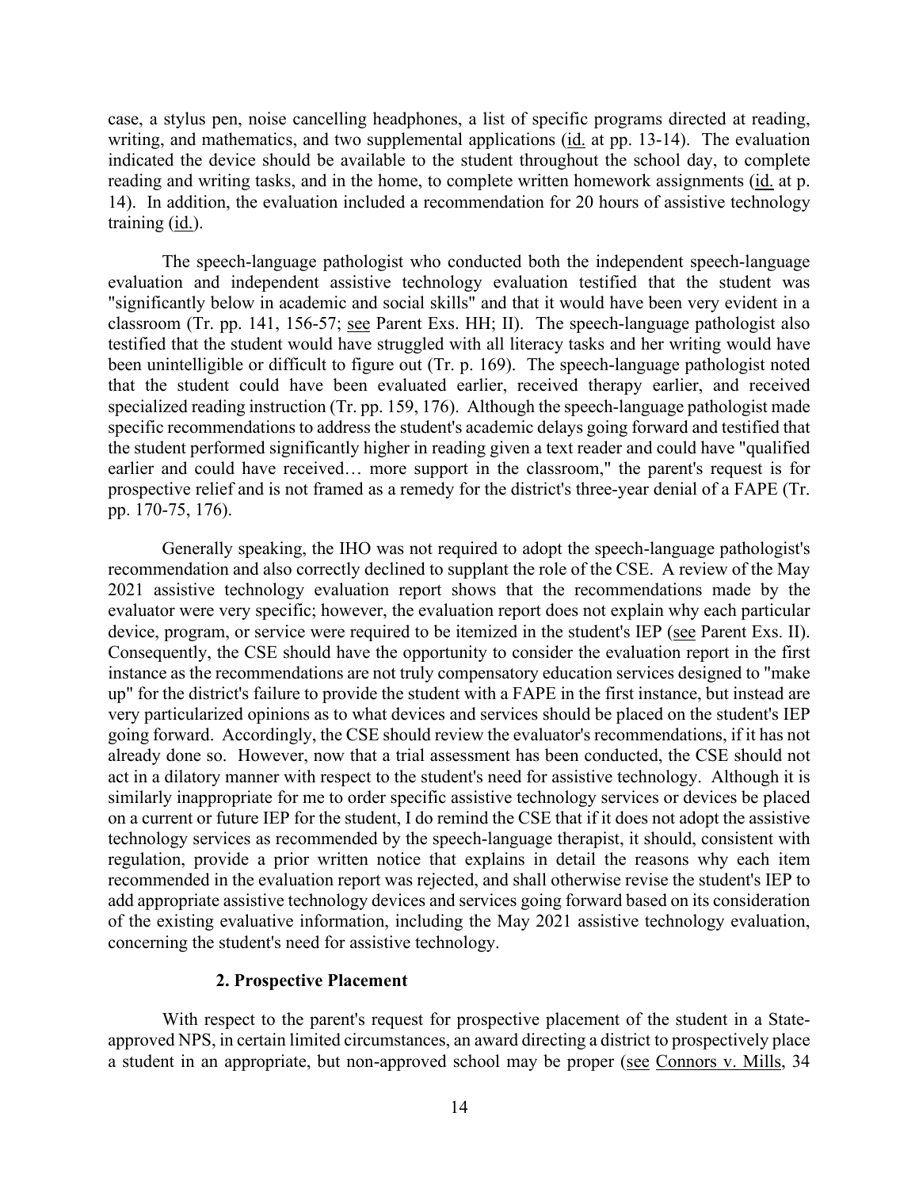case, a stylus pen, noise cancelling headphones, a list of specific programs directed at reading, writing, and mathematics, and two supplemental applications (id. at pp. 13-14). The evaluation indicated the device should be available to the student throughout the school day, to complete reading and writing tasks, and in the home, to complete written homework assignments (id. at p. 14). In addition, the evaluation included a recommendation for 20 hours of assistive technology training (id.).

The speech-language pathologist who conducted both the independent speech-language evaluation and independent assistive technology evaluation testified that the student was "significantly below in academic and social skills" and that it would have been very evident in a classroom (Tr. pp. 141, 156-57; see Parent Exs. HH; II). The speech-language pathologist also testified that the student would have struggled with all literacy tasks and her writing would have been unintelligible or difficult to figure out (Tr. p. 169). The speech-language pathologist noted that the student could have been evaluated earlier, received therapy earlier, and received specialized reading instruction (Tr. pp. 159, 176). Although the speech-language pathologist made specific recommendations to address the student's academic delays going forward and testified that the student performed significantly higher in reading given a text reader and could have "qualified earlier and could have received… more support in the classroom," the parent's request is for prospective relief and is not framed as a remedy for the district's three-year denial of a FAPE (Tr. pp. 170-75, 176).

Generally speaking, the IHO was not required to adopt the speech-language pathologist's recommendation and also correctly declined to supplant the role of the CSE. A review of the May 2021 assistive technology evaluation report shows that the recommendations made by the evaluator were very specific; however, the evaluation report does not explain why each particular device, program, or service were required to be itemized in the student's IEP (see Parent Exs. II). Consequently, the CSE should have the opportunity to consider the evaluation report in the first instance as the recommendations are not truly compensatory education services designed to "make up" for the district's failure to provide the student with a FAPE in the first instance, but instead are very particularized opinions as to what devices and services should be placed on the student's IEP going forward. Accordingly, the CSE should review the evaluator's recommendations, if it has not already done so. However, now that a trial assessment has been conducted, the CSE should not act in a dilatory manner with respect to the student's need for assistive technology. Although it is similarly inappropriate for me to order specific assistive technology services or devices be placed on a current or future IEP for the student, I do remind the CSE that if it does not adopt the assistive technology services as recommended by the speech-language therapist, it should, consistent with regulation, provide a prior written notice that explains in detail the reasons why each item recommended in the evaluation report was rejected, and shall otherwise revise the student's IEP to add appropriate assistive technology devices and services going forward based on its consideration of the existing evaluative information, including the May 2021 assistive technology evaluation, concerning the student's need for assistive technology.

#### 2. Prospective Placement

With respect to the parent's request for prospective placement of the student in a State-approved NPS, in certain limited circumstances, an award directing a district to prospectively place a student in an appropriate, but non-approved school may be proper (see Connors v. Mills, 34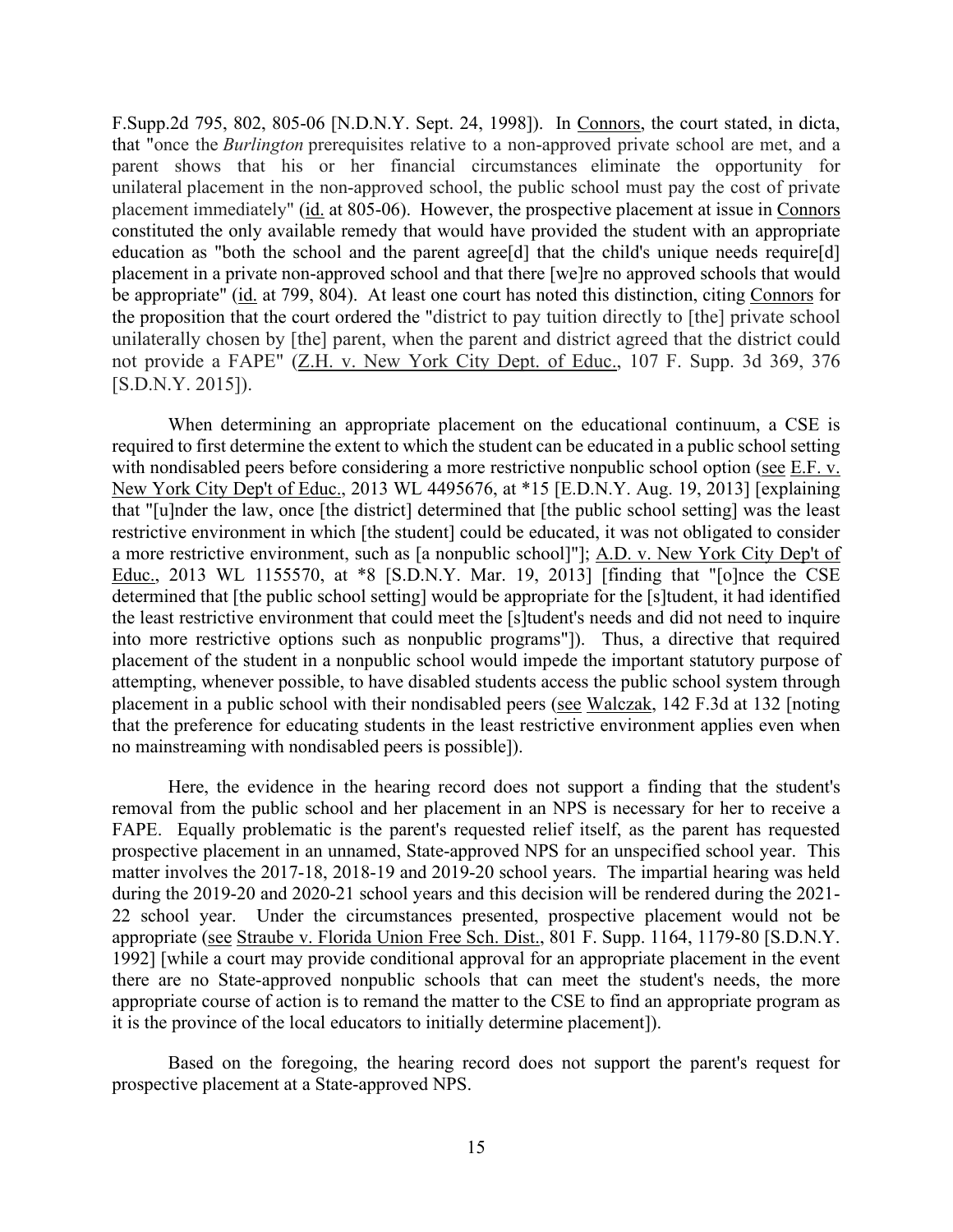F.Supp.2d 795, 802, 805-06 [N.D.N.Y. Sept. 24, 1998]). In Connors, the court stated, in dicta, that "once the *Burlington* prerequisites relative to a non-approved private school are met, and a parent shows that his or her financial circumstances eliminate the opportunity for unilateral placement in the non-approved school, the public school must pay the cost of private placement immediately" (id. at 805-06). However, the prospective placement at issue in Connors constituted the only available remedy that would have provided the student with an appropriate education as "both the school and the parent agree[d] that the child's unique needs require[d] placement in a private non-approved school and that there [we]re no approved schools that would be appropriate" (id. at 799, 804). At least one court has noted this distinction, citing Connors for the proposition that the court ordered the "district to pay tuition directly to [the] private school unilaterally chosen by [the] parent, when the parent and district agreed that the district could not provide a FAPE" (Z.H. v. New York City Dept. of Educ., 107 F. Supp. 3d 369, 376 [S.D.N.Y. 2015]).

When determining an appropriate placement on the educational continuum, a CSE is required to first determine the extent to which the student can be educated in a public school setting with nondisabled peers before considering a more restrictive nonpublic school option (see E.F. v. New York City Dep't of Educ., 2013 WL 4495676, at *15 [E.D.N.Y. Aug. 19, 2013] [explaining that "[u]nder the law, once [the district] determined that [the public school setting] was the least restrictive environment in which [the student] could be educated, it was not obligated to consider a more restrictive environment, such as [a nonpublic school]"]; A.D. v. New York City Dep't of Educ., 2013 WL 1155570, at *8 [S.D.N.Y. Mar. 19, 2013] [finding that "[o]nce the CSE determined that [the public school setting] would be appropriate for the [s]tudent, it had identified the least restrictive environment that could meet the [s]tudent's needs and did not need to inquire into more restrictive options such as nonpublic programs"]). Thus, a directive that required placement of the student in a nonpublic school would impede the important statutory purpose of attempting, whenever possible, to have disabled students access the public school system through placement in a public school with their nondisabled peers (see Walczak, 142 F.3d at 132 [noting that the preference for educating students in the least restrictive environment applies even when no mainstreaming with nondisabled peers is possible]).

Here, the evidence in the hearing record does not support a finding that the student's removal from the public school and her placement in an NPS is necessary for her to receive a FAPE. Equally problematic is the parent's requested relief itself, as the parent has requested prospective placement in an unnamed, State-approved NPS for an unspecified school year. This matter involves the 2017-18, 2018-19 and 2019-20 school years. The impartial hearing was held during the 2019-20 and 2020-21 school years and this decision will be rendered during the 2021-22 school year. Under the circumstances presented, prospective placement would not be appropriate (see Straube v. Florida Union Free Sch. Dist., 801 F. Supp. 1164, 1179-80 [S.D.N.Y. 1992] [while a court may provide conditional approval for an appropriate placement in the event there are no State-approved nonpublic schools that can meet the student's needs, the more appropriate course of action is to remand the matter to the CSE to find an appropriate program as it is the province of the local educators to initially determine placement]).

Based on the foregoing, the hearing record does not support the parent's request for prospective placement at a State-approved NPS.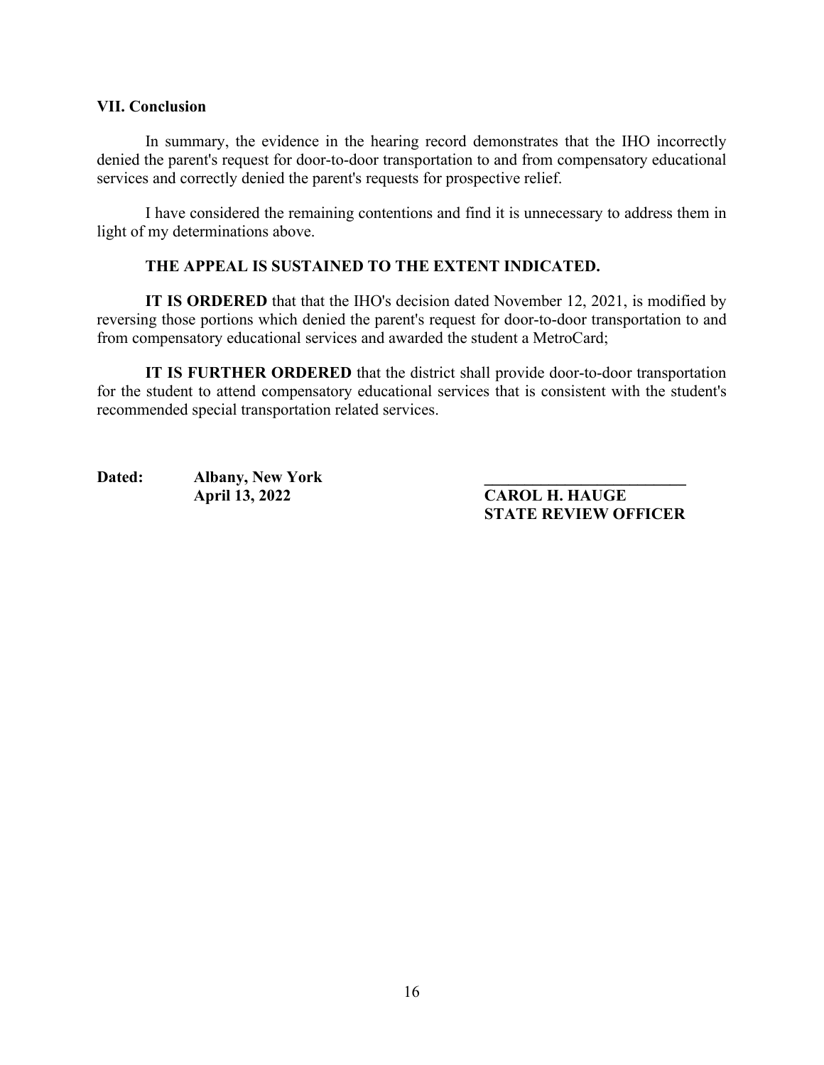## VII. Conclusion

In summary, the evidence in the hearing record demonstrates that the IHO incorrectly denied the parent's request for door-to-door transportation to and from compensatory educational services and correctly denied the parent's requests for prospective relief.

I have considered the remaining contentions and find it is unnecessary to address them in light of my determinations above.

**THE APPEAL IS SUSTAINED TO THE EXTENT INDICATED.**

**IT IS ORDERED** that that the IHO's decision dated November 12, 2021, is modified by reversing those portions which denied the parent's request for door-to-door transportation to and from compensatory educational services and awarded the student a MetroCard;

**IT IS FURTHER ORDERED** that the district shall provide door-to-door transportation for the student to attend compensatory educational services that is consistent with the student's recommended special transportation related services.

**Dated:** **Albany, New York**
**April 13, 2022**

_________________________
**CAROL H. HAUGE**
**STATE REVIEW OFFICER**